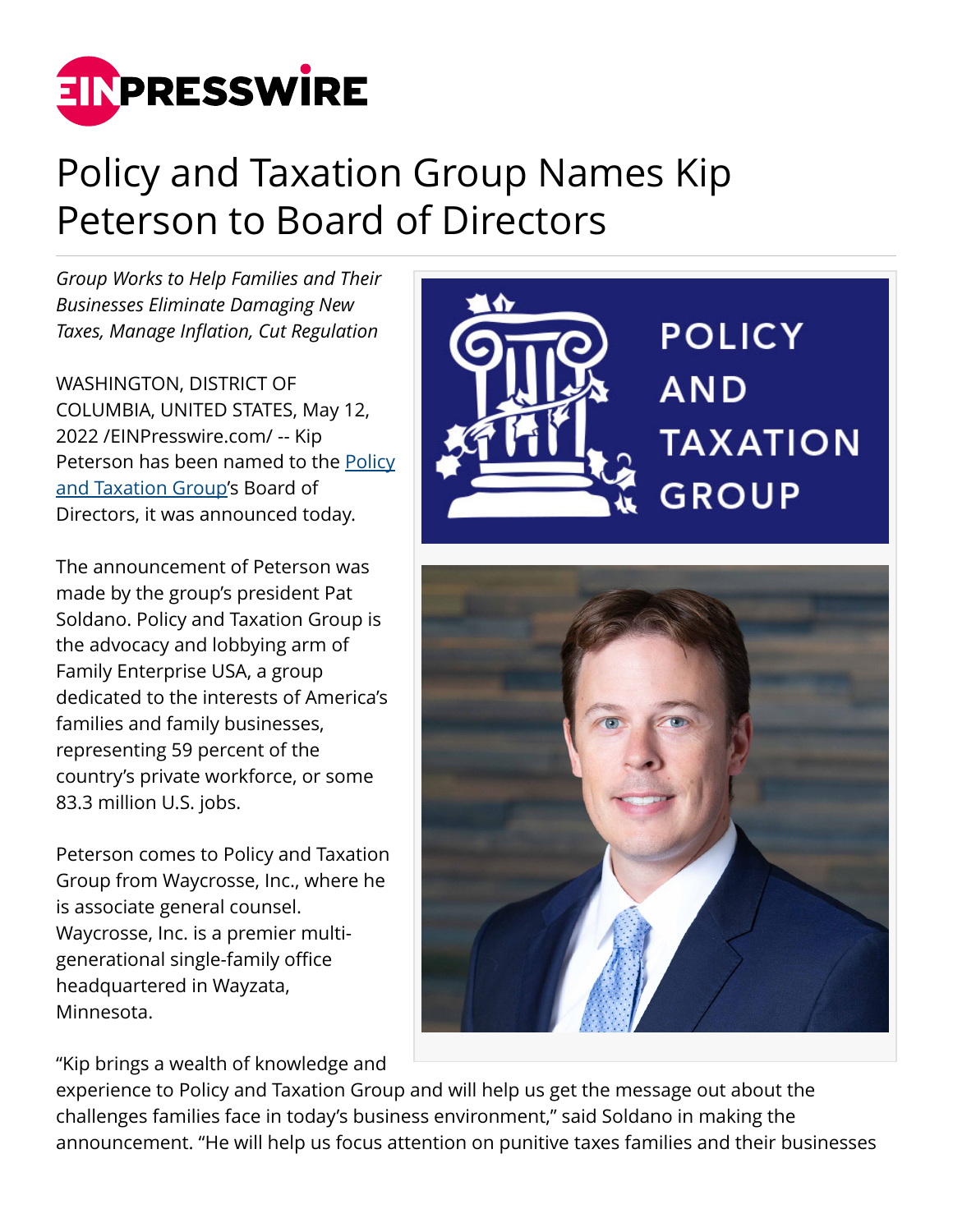# Policy and Taxation Group Names Kip Peterson to Board of Directors

*Group Works to Help Families and Their Businesses Eliminate Damaging New Taxes, Manage Inflation, Cut Regulation*

WASHINGTON, DISTRICT OF COLUMBIA, UNITED STATES, May 12, 2022 /EINPresswire.com/ -- Kip Peterson has been named to the Policy and Taxation Group's Board of Directors, it was announced today.

The announcement of Peterson was made by the group's president Pat Soldano. Policy and Taxation Group is the advocacy and lobbying arm of Family Enterprise USA, a group dedicated to the interests of America's families and family businesses, representing 59 percent of the country's private workforce, or some 83.3 million U.S. jobs.

Peterson comes to Policy and Taxation Group from Waycrosse, Inc., where he is associate general counsel. Waycrosse, Inc. is a premier multi-generational single-family office headquartered in Wayzata, Minnesota.

"Kip brings a wealth of knowledge and experience to Policy and Taxation Group and will help us get the message out about the challenges families face in today's business environment," said Soldano in making the announcement. "He will help us focus attention on punitive taxes families and their businesses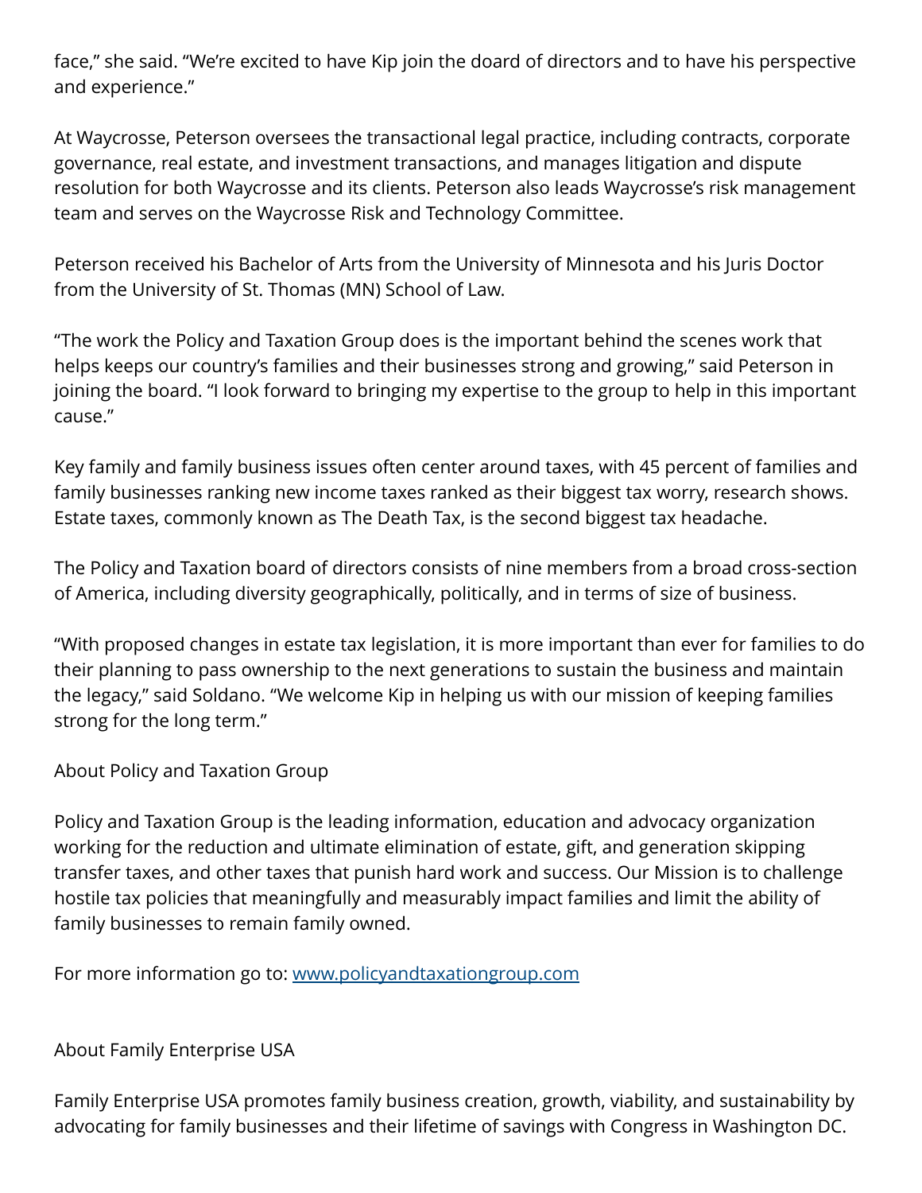face," she said. "We're excited to have Kip join the doard of directors and to have his perspective and experience."

At Waycrosse, Peterson oversees the transactional legal practice, including contracts, corporate governance, real estate, and investment transactions, and manages litigation and dispute resolution for both Waycrosse and its clients. Peterson also leads Waycrosse's risk management team and serves on the Waycrosse Risk and Technology Committee.

Peterson received his Bachelor of Arts from the University of Minnesota and his Juris Doctor from the University of St. Thomas (MN) School of Law.

"The work the Policy and Taxation Group does is the important behind the scenes work that helps keeps our country's families and their businesses strong and growing," said Peterson in joining the board. "I look forward to bringing my expertise to the group to help in this important cause."

Key family and family business issues often center around taxes, with 45 percent of families and family businesses ranking new income taxes ranked as their biggest tax worry, research shows. Estate taxes, commonly known as The Death Tax, is the second biggest tax headache.

The Policy and Taxation board of directors consists of nine members from a broad cross-section of America, including diversity geographically, politically, and in terms of size of business.

"With proposed changes in estate tax legislation, it is more important than ever for families to do their planning to pass ownership to the next generations to sustain the business and maintain the legacy," said Soldano. "We welcome Kip in helping us with our mission of keeping families strong for the long term."

About Policy and Taxation Group

Policy and Taxation Group is the leading information, education and advocacy organization working for the reduction and ultimate elimination of estate, gift, and generation skipping transfer taxes, and other taxes that punish hard work and success. Our Mission is to challenge hostile tax policies that meaningfully and measurably impact families and limit the ability of family businesses to remain family owned.

For more information go to: [www.policyandtaxationgroup.com](www.policyandtaxationgroup.com)

About Family Enterprise USA

Family Enterprise USA promotes family business creation, growth, viability, and sustainability by advocating for family businesses and their lifetime of savings with Congress in Washington DC.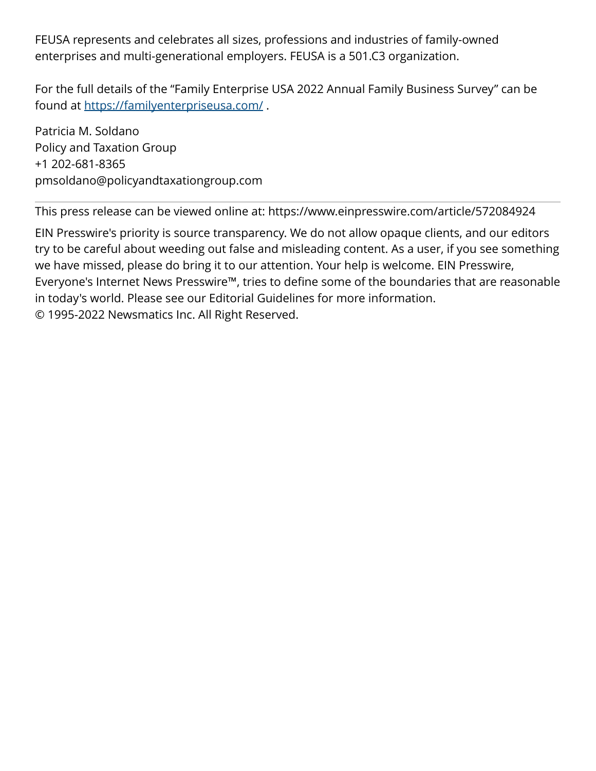FEUSA represents and celebrates all sizes, professions and industries of family-owned enterprises and multi-generational employers. FEUSA is a 501.C3 organization.

For the full details of the “Family Enterprise USA 2022 Annual Family Business Survey” can be found at [https://familyenterpriseusa.com/](https://familyenterpriseusa.com/) .

Patricia M. Soldano
Policy and Taxation Group
+1 202-681-8365
pmsoldano@policyandtaxationgroup.com

---

This press release can be viewed online at: https://www.einpresswire.com/article/572084924

EIN Presswire's priority is source transparency. We do not allow opaque clients, and our editors try to be careful about weeding out false and misleading content. As a user, if you see something we have missed, please do bring it to our attention. Your help is welcome. EIN Presswire, Everyone's Internet News Presswire™, tries to define some of the boundaries that are reasonable in today's world. Please see our Editorial Guidelines for more information.
© 1995-2022 Newsmatics Inc. All Right Reserved.